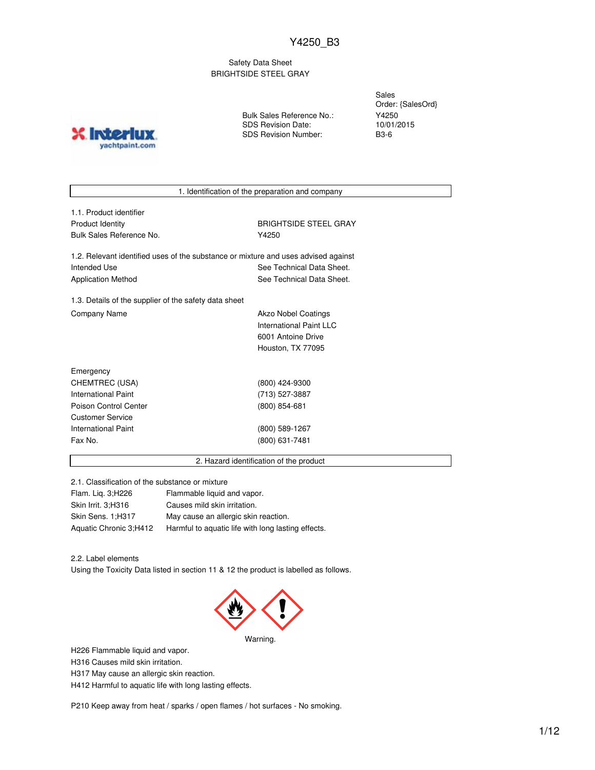Y4250_B3

Safety Data Sheet
BRIGHTSIDE STEEL GRAY

| | |
|---|---|
| | Sales Order: {SalesOrd} |
| Bulk Sales Reference No.: | Y4250 |
| SDS Revision Date: | 10/01/2015 |
| SDS Revision Number: | B3-6 |

## 1. Identification of the preparation and company

### 1.1. Product identifier

| | |
|---|---|
| Product Identity | BRIGHTSIDE STEEL GRAY |
| Bulk Sales Reference No. | Y4250 |

### 1.2. Relevant identified uses of the substance or mixture and uses advised against

| | |
|---|---|
| Intended Use | See Technical Data Sheet. |
| Application Method | See Technical Data Sheet. |

### 1.3. Details of the supplier of the safety data sheet

| | |
|---|---|
| Company Name | Akzo Nobel Coatings<br>International Paint LLC<br>6001 Antoine Drive<br>Houston, TX 77095 |

| | |
|---|---|
| Emergency | |
| CHEMTREC (USA) | (800) 424-9300 |
| International Paint | (713) 527-3887 |
| Poison Control Center | (800) 854-681 |
| Customer Service | |
| International Paint | (800) 589-1267 |
| Fax No. | (800) 631-7481 |

## 2. Hazard identification of the product

### 2.1. Classification of the substance or mixture

| | |
|---|---|
| Flam. Liq. 3;H226 | Flammable liquid and vapor. |
| Skin Irrit. 3;H316 | Causes mild skin irritation. |
| Skin Sens. 1;H317 | May cause an allergic skin reaction. |
| Aquatic Chronic 3;H412 | Harmful to aquatic life with long lasting effects. |

### 2.2. Label elements

Using the Toxicity Data listed in section 11 & 12 the product is labelled as follows.

Warning.

H226 Flammable liquid and vapor.
H316 Causes mild skin irritation.
H317 May cause an allergic skin reaction.
H412 Harmful to aquatic life with long lasting effects.

P210 Keep away from heat / sparks / open flames / hot surfaces - No smoking.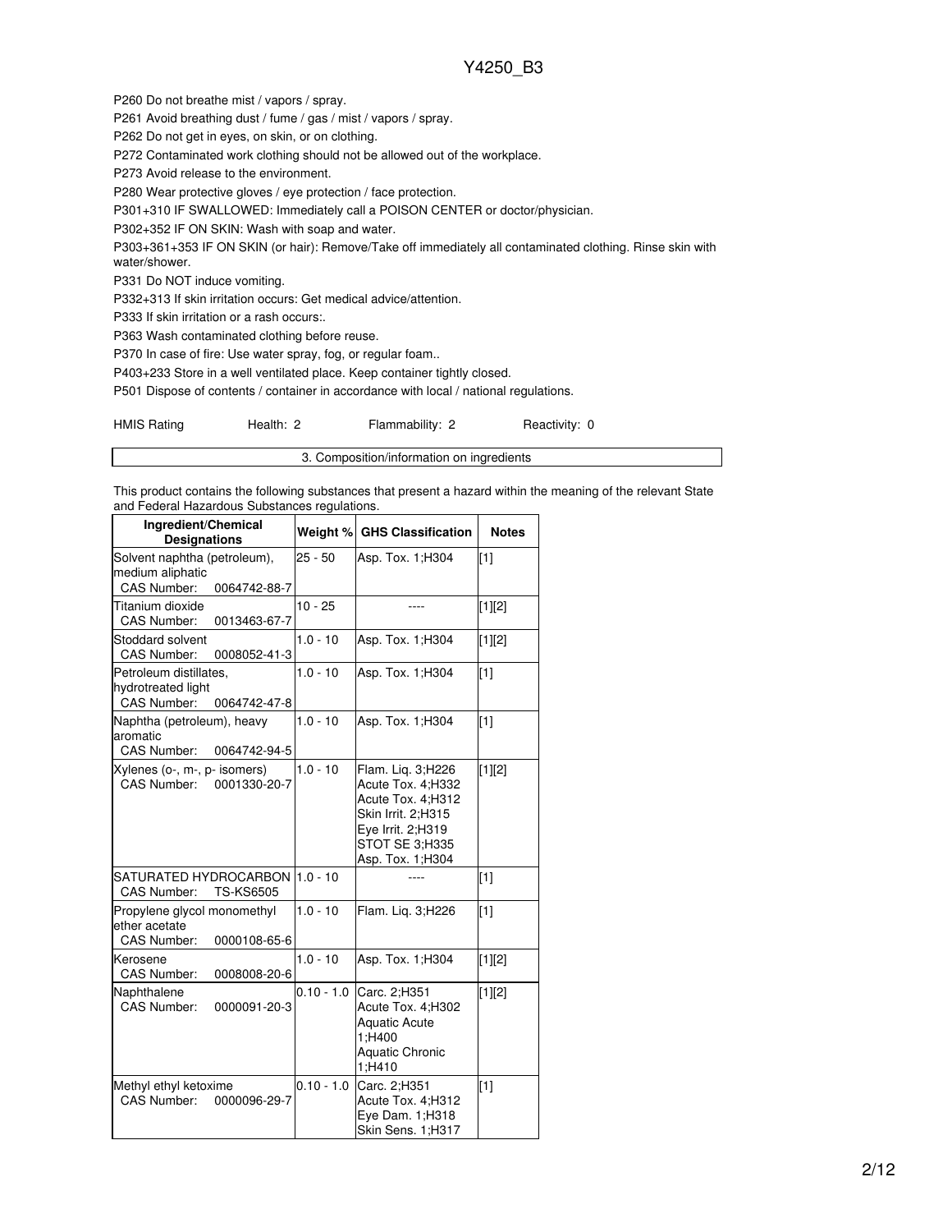P260 Do not breathe mist / vapors / spray.

P261 Avoid breathing dust / fume / gas / mist / vapors / spray.

P262 Do not get in eyes, on skin, or on clothing.

P272 Contaminated work clothing should not be allowed out of the workplace.

P273 Avoid release to the environment.

P280 Wear protective gloves / eye protection / face protection.

P301+310 IF SWALLOWED: Immediately call a POISON CENTER or doctor/physician.

P302+352 IF ON SKIN: Wash with soap and water.

P303+361+353 IF ON SKIN (or hair): Remove/Take off immediately all contaminated clothing. Rinse skin with water/shower.

P331 Do NOT induce vomiting.

P332+313 If skin irritation occurs: Get medical advice/attention.

P333 If skin irritation or a rash occurs:.

P363 Wash contaminated clothing before reuse.

P370 In case of fire: Use water spray, fog, or regular foam..

P403+233 Store in a well ventilated place. Keep container tightly closed.

P501 Dispose of contents / container in accordance with local / national regulations.

| HMIS Rating | Health: 2 | Flammability: 2 | Reactivity: 0 |
|---|---|---|---|

## 3. Composition/information on ingredients

This product contains the following substances that present a hazard within the meaning of the relevant State and Federal Hazardous Substances regulations.

| Ingredient/Chemical Designations | Weight % | GHS Classification | Notes |
|---|---|---|---|
| Solvent naphtha (petroleum), medium aliphatic<br>CAS Number: 0064742-88-7 | 25 - 50 | Asp. Tox. 1;H304 | [1] |
| Titanium dioxide<br>CAS Number: 0013463-67-7 | 10 - 25 | ---- | [1][2] |
| Stoddard solvent<br>CAS Number: 0008052-41-3 | 1.0 - 10 | Asp. Tox. 1;H304 | [1][2] |
| Petroleum distillates, hydrotreated light<br>CAS Number: 0064742-47-8 | 1.0 - 10 | Asp. Tox. 1;H304 | [1] |
| Naphtha (petroleum), heavy aromatic<br>CAS Number: 0064742-94-5 | 1.0 - 10 | Asp. Tox. 1;H304 | [1] |
| Xylenes (o-, m-, p- isomers)<br>CAS Number: 0001330-20-7 | 1.0 - 10 | Flam. Liq. 3;H226<br>Acute Tox. 4;H332<br>Acute Tox. 4;H312<br>Skin Irrit. 2;H315<br>Eye Irrit. 2;H319<br>STOT SE 3;H335<br>Asp. Tox. 1;H304 | [1][2] |
| SATURATED HYDROCARBON<br>CAS Number: TS-KS6505 | 1.0 - 10 | ---- | [1] |
| Propylene glycol monomethyl ether acetate<br>CAS Number: 0000108-65-6 | 1.0 - 10 | Flam. Liq. 3;H226 | [1] |
| Kerosene<br>CAS Number: 0008008-20-6 | 1.0 - 10 | Asp. Tox. 1;H304 | [1][2] |
| Naphthalene<br>CAS Number: 0000091-20-3 | 0.10 - 1.0 | Carc. 2;H351<br>Acute Tox. 4;H302<br>Aquatic Acute 1;H400<br>Aquatic Chronic 1;H410 | [1][2] |
| Methyl ethyl ketoxime<br>CAS Number: 0000096-29-7 | 0.10 - 1.0 | Carc. 2;H351<br>Acute Tox. 4;H312<br>Eye Dam. 1;H318<br>Skin Sens. 1;H317 | [1] |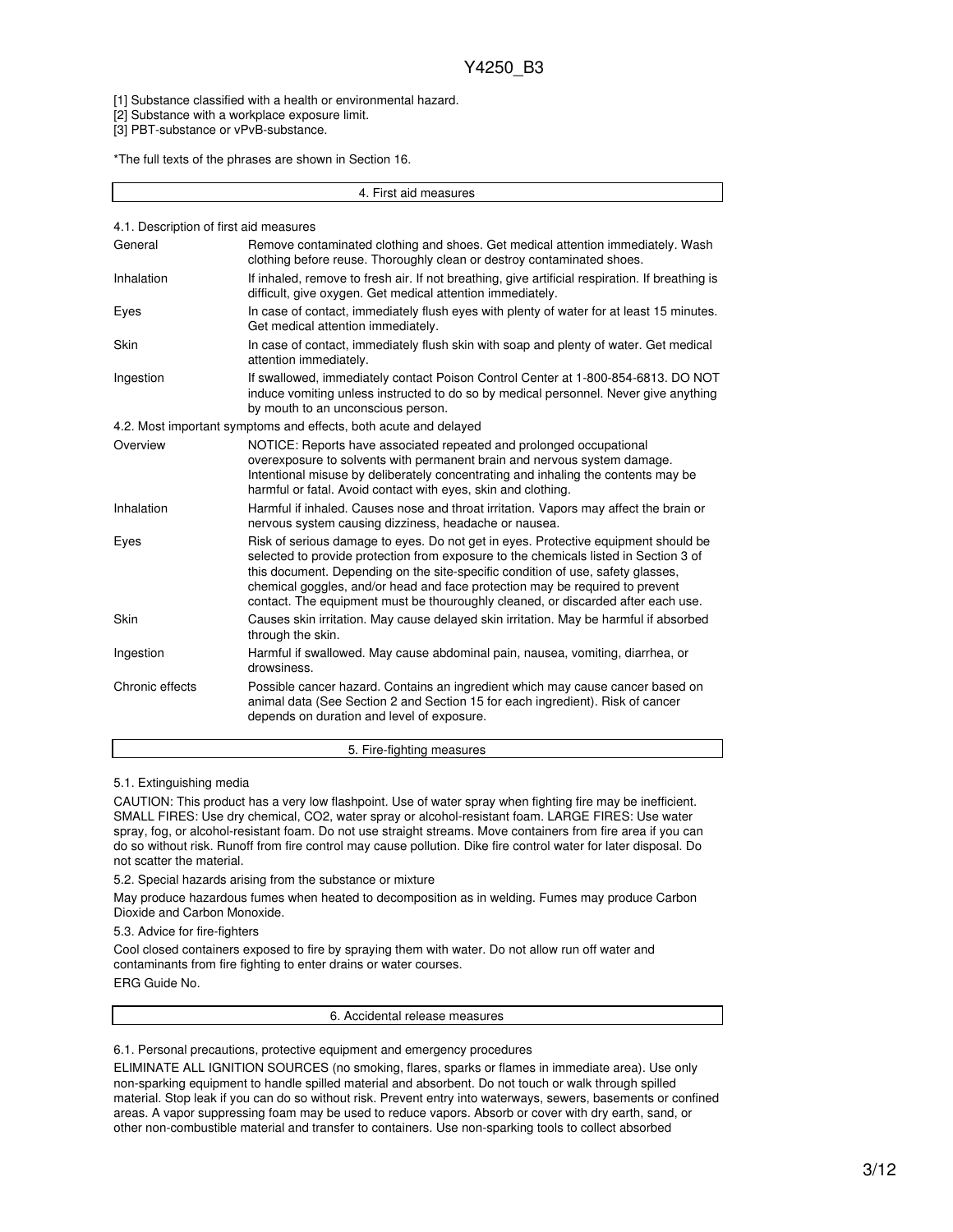[1] Substance classified with a health or environmental hazard.
[2] Substance with a workplace exposure limit.
[3] PBT-substance or vPvB-substance.

*The full texts of the phrases are shown in Section 16.

## 4. First aid measures

### 4.1. Description of first aid measures

| | |
|---|---|
| General | Remove contaminated clothing and shoes. Get medical attention immediately. Wash clothing before reuse. Thoroughly clean or destroy contaminated shoes. |
| Inhalation | If inhaled, remove to fresh air. If not breathing, give artificial respiration. If breathing is difficult, give oxygen. Get medical attention immediately. |
| Eyes | In case of contact, immediately flush eyes with plenty of water for at least 15 minutes. Get medical attention immediately. |
| Skin | In case of contact, immediately flush skin with soap and plenty of water. Get medical attention immediately. |
| Ingestion | If swallowed, immediately contact Poison Control Center at 1-800-854-6813. DO NOT induce vomiting unless instructed to do so by medical personnel. Never give anything by mouth to an unconscious person. |

### 4.2. Most important symptoms and effects, both acute and delayed

| | |
|---|---|
| Overview | NOTICE: Reports have associated repeated and prolonged occupational overexposure to solvents with permanent brain and nervous system damage. Intentional misuse by deliberately concentrating and inhaling the contents may be harmful or fatal. Avoid contact with eyes, skin and clothing. |
| Inhalation | Harmful if inhaled. Causes nose and throat irritation. Vapors may affect the brain or nervous system causing dizziness, headache or nausea. |
| Eyes | Risk of serious damage to eyes. Do not get in eyes. Protective equipment should be selected to provide protection from exposure to the chemicals listed in Section 3 of this document. Depending on the site-specific condition of use, safety glasses, chemical goggles, and/or head and face protection may be required to prevent contact. The equipment must be thouroughly cleaned, or discarded after each use. |
| Skin | Causes skin irritation. May cause delayed skin irritation. May be harmful if absorbed through the skin. |
| Ingestion | Harmful if swallowed. May cause abdominal pain, nausea, vomiting, diarrhea, or drowsiness. |
| Chronic effects | Possible cancer hazard. Contains an ingredient which may cause cancer based on animal data (See Section 2 and Section 15 for each ingredient). Risk of cancer depends on duration and level of exposure. |

## 5. Fire-fighting measures

### 5.1. Extinguishing media

CAUTION: This product has a very low flashpoint. Use of water spray when fighting fire may be inefficient. SMALL FIRES: Use dry chemical, CO2, water spray or alcohol-resistant foam. LARGE FIRES: Use water spray, fog, or alcohol-resistant foam. Do not use straight streams. Move containers from fire area if you can do so without risk. Runoff from fire control may cause pollution. Dike fire control water for later disposal. Do not scatter the material.

### 5.2. Special hazards arising from the substance or mixture

May produce hazardous fumes when heated to decomposition as in welding. Fumes may produce Carbon Dioxide and Carbon Monoxide.

### 5.3. Advice for fire-fighters

Cool closed containers exposed to fire by spraying them with water. Do not allow run off water and contaminants from fire fighting to enter drains or water courses.

ERG Guide No.

## 6. Accidental release measures

### 6.1. Personal precautions, protective equipment and emergency procedures

ELIMINATE ALL IGNITION SOURCES (no smoking, flares, sparks or flames in immediate area). Use only non-sparking equipment to handle spilled material and absorbent. Do not touch or walk through spilled material. Stop leak if you can do so without risk. Prevent entry into waterways, sewers, basements or confined areas. A vapor suppressing foam may be used to reduce vapors. Absorb or cover with dry earth, sand, or other non-combustible material and transfer to containers. Use non-sparking tools to collect absorbed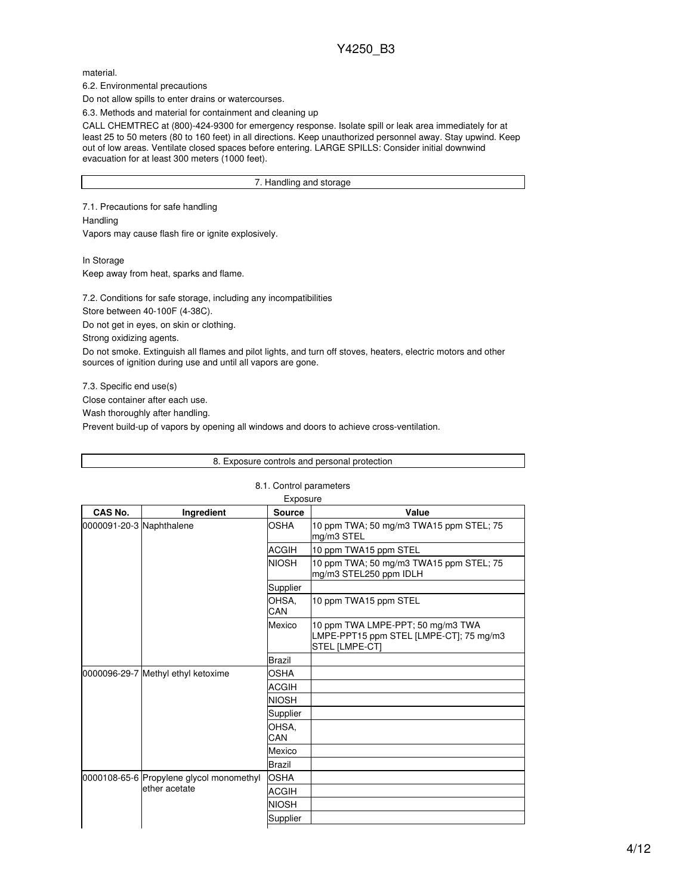material.

6.2. Environmental precautions

Do not allow spills to enter drains or watercourses.

6.3. Methods and material for containment and cleaning up

CALL CHEMTREC at (800)-424-9300 for emergency response. Isolate spill or leak area immediately for at least 25 to 50 meters (80 to 160 feet) in all directions. Keep unauthorized personnel away. Stay upwind. Keep out of low areas. Ventilate closed spaces before entering. LARGE SPILLS: Consider initial downwind evacuation for at least 300 meters (1000 feet).

## 7. Handling and storage

7.1. Precautions for safe handling

Handling

Vapors may cause flash fire or ignite explosively.

In Storage

Keep away from heat, sparks and flame.

7.2. Conditions for safe storage, including any incompatibilities

Store between 40-100F (4-38C).

Do not get in eyes, on skin or clothing.

Strong oxidizing agents.

Do not smoke. Extinguish all flames and pilot lights, and turn off stoves, heaters, electric motors and other sources of ignition during use and until all vapors are gone.

7.3. Specific end use(s)

Close container after each use.

Wash thoroughly after handling.

Prevent build-up of vapors by opening all windows and doors to achieve cross-ventilation.

## 8. Exposure controls and personal protection

8.1. Control parameters

Exposure

| CAS No. | Ingredient | Source | Value |
|---|---|---|---|
| 0000091-20-3 | Naphthalene | OSHA | 10 ppm TWA; 50 mg/m3 TWA15 ppm STEL; 75 mg/m3 STEL |
| | | ACGIH | 10 ppm TWA15 ppm STEL |
| | | NIOSH | 10 ppm TWA; 50 mg/m3 TWA15 ppm STEL; 75 mg/m3 STEL250 ppm IDLH |
| | | Supplier | |
| | | OHSA, CAN | 10 ppm TWA15 ppm STEL |
| | | Mexico | 10 ppm TWA LMPE-PPT; 50 mg/m3 TWA LMPE-PPT15 ppm STEL [LMPE-CT]; 75 mg/m3 STEL [LMPE-CT] |
| | | Brazil | |
| 0000096-29-7 | Methyl ethyl ketoxime | OSHA | |
| | | ACGIH | |
| | | NIOSH | |
| | | Supplier | |
| | | OHSA, CAN | |
| | | Mexico | |
| | | Brazil | |
| 0000108-65-6 | Propylene glycol monomethyl ether acetate | OSHA | |
| | | ACGIH | |
| | | NIOSH | |
| | | Supplier | |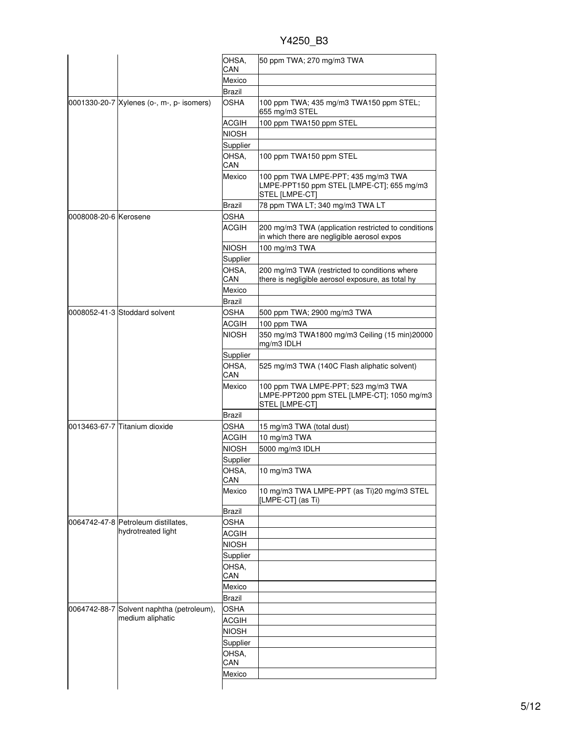| CAS | Chemical Name | Agency | Limit |
|---|---|---|---|
| | | OHSA, CAN | 50 ppm TWA; 270 mg/m3 TWA |
| | | Mexico | |
| | | Brazil | |
| 0001330-20-7 | Xylenes (o-, m-, p- isomers) | OSHA | 100 ppm TWA; 435 mg/m3 TWA150 ppm STEL; 655 mg/m3 STEL |
| | | ACGIH | 100 ppm TWA150 ppm STEL |
| | | NIOSH | |
| | | Supplier | |
| | | OHSA, CAN | 100 ppm TWA150 ppm STEL |
| | | Mexico | 100 ppm TWA LMPE-PPT; 435 mg/m3 TWA LMPE-PPT150 ppm STEL [LMPE-CT]; 655 mg/m3 STEL [LMPE-CT] |
| | | Brazil | 78 ppm TWA LT; 340 mg/m3 TWA LT |
| 0008008-20-6 | Kerosene | OSHA | |
| | | ACGIH | 200 mg/m3 TWA (application restricted to conditions in which there are negligible aerosol expos |
| | | NIOSH | 100 mg/m3 TWA |
| | | Supplier | |
| | | OHSA, CAN | 200 mg/m3 TWA (restricted to conditions where there is negligible aerosol exposure, as total hy |
| | | Mexico | |
| | | Brazil | |
| 0008052-41-3 | Stoddard solvent | OSHA | 500 ppm TWA; 2900 mg/m3 TWA |
| | | ACGIH | 100 ppm TWA |
| | | NIOSH | 350 mg/m3 TWA1800 mg/m3 Ceiling (15 min)20000 mg/m3 IDLH |
| | | Supplier | |
| | | OHSA, CAN | 525 mg/m3 TWA (140C Flash aliphatic solvent) |
| | | Mexico | 100 ppm TWA LMPE-PPT; 523 mg/m3 TWA LMPE-PPT200 ppm STEL [LMPE-CT]; 1050 mg/m3 STEL [LMPE-CT] |
| | | Brazil | |
| 0013463-67-7 | Titanium dioxide | OSHA | 15 mg/m3 TWA (total dust) |
| | | ACGIH | 10 mg/m3 TWA |
| | | NIOSH | 5000 mg/m3 IDLH |
| | | Supplier | |
| | | OHSA, CAN | 10 mg/m3 TWA |
| | | Mexico | 10 mg/m3 TWA LMPE-PPT (as Ti)20 mg/m3 STEL [LMPE-CT] (as Ti) |
| | | Brazil | |
| 0064742-47-8 | Petroleum distillates, hydrotreated light | OSHA | |
| | | ACGIH | |
| | | NIOSH | |
| | | Supplier | |
| | | OHSA, CAN | |
| | | Mexico | |
| | | Brazil | |
| 0064742-88-7 | Solvent naphtha (petroleum), medium aliphatic | OSHA | |
| | | ACGIH | |
| | | NIOSH | |
| | | Supplier | |
| | | OHSA, CAN | |
| | | Mexico | |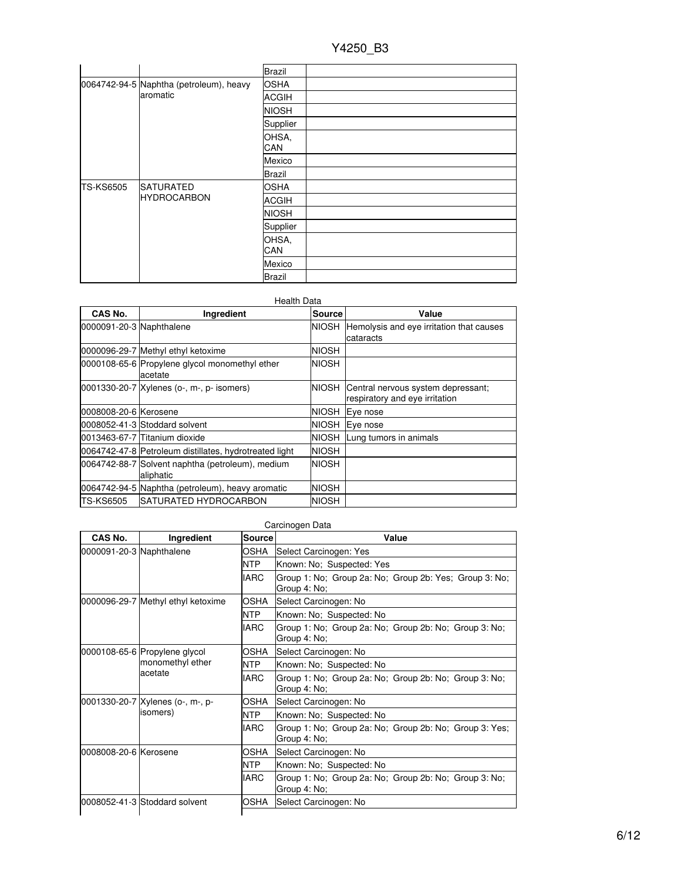|  |  | Brazil |  |
|---|---|---|---|
| 0064742-94-5 | Naphtha (petroleum), heavy aromatic | OSHA |  |
|  |  | ACGIH |  |
|  |  | NIOSH |  |
|  |  | Supplier |  |
|  |  | OHSA, CAN |  |
|  |  | Mexico |  |
|  |  | Brazil |  |
| TS-KS6505 | SATURATED HYDROCARBON | OSHA |  |
|  |  | ACGIH |  |
|  |  | NIOSH |  |
|  |  | Supplier |  |
|  |  | OHSA, CAN |  |
|  |  | Mexico |  |
|  |  | Brazil |  |

Health Data

| CAS No. | Ingredient | Source | Value |
|---|---|---|---|
| 0000091-20-3 | Naphthalene | NIOSH | Hemolysis and eye irritation that causes cataracts |
| 0000096-29-7 | Methyl ethyl ketoxime | NIOSH |  |
| 0000108-65-6 | Propylene glycol monomethyl ether acetate | NIOSH |  |
| 0001330-20-7 | Xylenes (o-, m-, p- isomers) | NIOSH | Central nervous system depressant; respiratory and eye irritation |
| 0008008-20-6 | Kerosene | NIOSH | Eye nose |
| 0008052-41-3 | Stoddard solvent | NIOSH | Eye nose |
| 0013463-67-7 | Titanium dioxide | NIOSH | Lung tumors in animals |
| 0064742-47-8 | Petroleum distillates, hydrotreated light | NIOSH |  |
| 0064742-88-7 | Solvent naphtha (petroleum), medium aliphatic | NIOSH |  |
| 0064742-94-5 | Naphtha (petroleum), heavy aromatic | NIOSH |  |
| TS-KS6505 | SATURATED HYDROCARBON | NIOSH |  |

Carcinogen Data

| CAS No. | Ingredient | Source | Value |
|---|---|---|---|
| 0000091-20-3 | Naphthalene | OSHA | Select Carcinogen: Yes |
|  |  | NTP | Known: No; Suspected: Yes |
|  |  | IARC | Group 1: No; Group 2a: No; Group 2b: Yes; Group 3: No; Group 4: No; |
| 0000096-29-7 | Methyl ethyl ketoxime | OSHA | Select Carcinogen: No |
|  |  | NTP | Known: No; Suspected: No |
|  |  | IARC | Group 1: No; Group 2a: No; Group 2b: No; Group 3: No; Group 4: No; |
| 0000108-65-6 | Propylene glycol monomethyl ether acetate | OSHA | Select Carcinogen: No |
|  |  | NTP | Known: No; Suspected: No |
|  |  | IARC | Group 1: No; Group 2a: No; Group 2b: No; Group 3: No; Group 4: No; |
| 0001330-20-7 | Xylenes (o-, m-, p- isomers) | OSHA | Select Carcinogen: No |
|  |  | NTP | Known: No; Suspected: No |
|  |  | IARC | Group 1: No; Group 2a: No; Group 2b: No; Group 3: Yes; Group 4: No; |
| 0008008-20-6 | Kerosene | OSHA | Select Carcinogen: No |
|  |  | NTP | Known: No; Suspected: No |
|  |  | IARC | Group 1: No; Group 2a: No; Group 2b: No; Group 3: No; Group 4: No; |
| 0008052-41-3 | Stoddard solvent | OSHA | Select Carcinogen: No |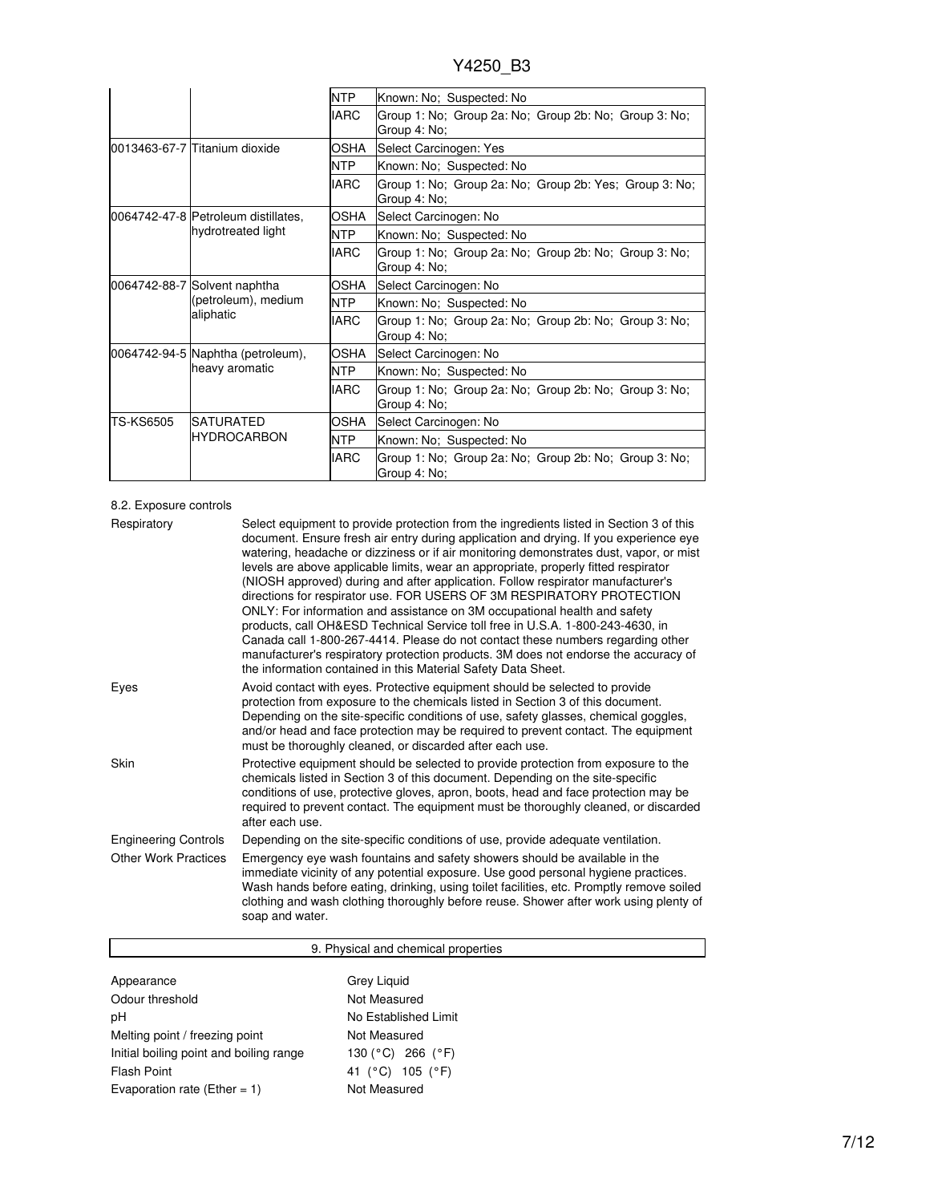| | | | |
|---|---|---|---|
| | | NTP | Known: No; Suspected: No |
| | | IARC | Group 1: No; Group 2a: No; Group 2b: No; Group 3: No; Group 4: No; |
| 0013463-67-7 | Titanium dioxide | OSHA | Select Carcinogen: Yes |
| | | NTP | Known: No; Suspected: No |
| | | IARC | Group 1: No; Group 2a: No; Group 2b: Yes; Group 3: No; Group 4: No; |
| 0064742-47-8 | Petroleum distillates, hydrotreated light | OSHA | Select Carcinogen: No |
| | | NTP | Known: No; Suspected: No |
| | | IARC | Group 1: No; Group 2a: No; Group 2b: No; Group 3: No; Group 4: No; |
| 0064742-88-7 | Solvent naphtha (petroleum), medium aliphatic | OSHA | Select Carcinogen: No |
| | | NTP | Known: No; Suspected: No |
| | | IARC | Group 1: No; Group 2a: No; Group 2b: No; Group 3: No; Group 4: No; |
| 0064742-94-5 | Naphtha (petroleum), heavy aromatic | OSHA | Select Carcinogen: No |
| | | NTP | Known: No; Suspected: No |
| | | IARC | Group 1: No; Group 2a: No; Group 2b: No; Group 3: No; Group 4: No; |
| TS-KS6505 | SATURATED HYDROCARBON | OSHA | Select Carcinogen: No |
| | | NTP | Known: No; Suspected: No |
| | | IARC | Group 1: No; Group 2a: No; Group 2b: No; Group 3: No; Group 4: No; |

8.2. Exposure controls

| | |
|---|---|
| Respiratory | Select equipment to provide protection from the ingredients listed in Section 3 of this document. Ensure fresh air entry during application and drying. If you experience eye watering, headache or dizziness or if air monitoring demonstrates dust, vapor, or mist levels are above applicable limits, wear an appropriate, properly fitted respirator (NIOSH approved) during and after application. Follow respirator manufacturer's directions for respirator use. FOR USERS OF 3M RESPIRATORY PROTECTION ONLY: For information and assistance on 3M occupational health and safety products, call OH&ESD Technical Service toll free in U.S.A. 1-800-243-4630, in Canada call 1-800-267-4414. Please do not contact these numbers regarding other manufacturer's respiratory protection products. 3M does not endorse the accuracy of the information contained in this Material Safety Data Sheet. |
| Eyes | Avoid contact with eyes. Protective equipment should be selected to provide protection from exposure to the chemicals listed in Section 3 of this document. Depending on the site-specific conditions of use, safety glasses, chemical goggles, and/or head and face protection may be required to prevent contact. The equipment must be thoroughly cleaned, or discarded after each use. |
| Skin | Protective equipment should be selected to provide protection from exposure to the chemicals listed in Section 3 of this document. Depending on the site-specific conditions of use, protective gloves, apron, boots, head and face protection may be required to prevent contact. The equipment must be thoroughly cleaned, or discarded after each use. |
| Engineering Controls | Depending on the site-specific conditions of use, provide adequate ventilation. |
| Other Work Practices | Emergency eye wash fountains and safety showers should be available in the immediate vicinity of any potential exposure. Use good personal hygiene practices. Wash hands before eating, drinking, using toilet facilities, etc. Promptly remove soiled clothing and wash clothing thoroughly before reuse. Shower after work using plenty of soap and water. |

## 9. Physical and chemical properties

| | |
|---|---|
| Appearance | Grey Liquid |
| Odour threshold | Not Measured |
| pH | No Established Limit |
| Melting point / freezing point | Not Measured |
| Initial boiling point and boiling range | 130 (°C) 266 (°F) |
| Flash Point | 41 (°C) 105 (°F) |
| Evaporation rate (Ether = 1) | Not Measured |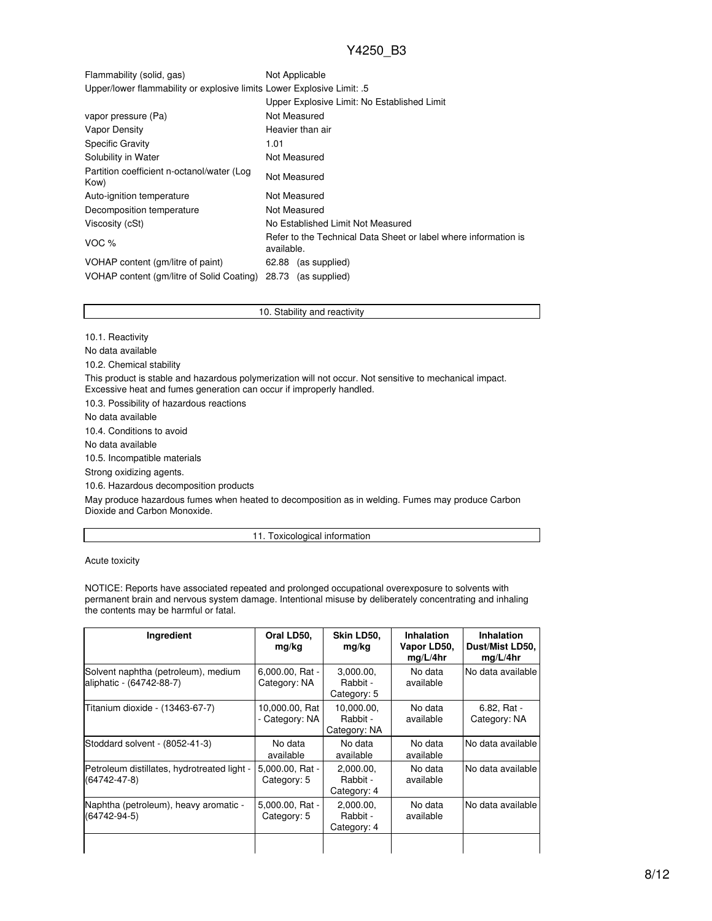| | |
|---|---|
| Flammability (solid, gas) | Not Applicable |
| Upper/lower flammability or explosive limits | Lower Explosive Limit: .5 |
| | Upper Explosive Limit: No Established Limit |
| vapor pressure (Pa) | Not Measured |
| Vapor Density | Heavier than air |
| Specific Gravity | 1.01 |
| Solubility in Water | Not Measured |
| Partition coefficient n-octanol/water (Log Kow) | Not Measured |
| Auto-ignition temperature | Not Measured |
| Decomposition temperature | Not Measured |
| Viscosity (cSt) | No Established Limit Not Measured |
| VOC % | Refer to the Technical Data Sheet or label where information is available. |
| VOHAP content (gm/litre of paint) | 62.88 (as supplied) |
| VOHAP content (gm/litre of Solid Coating) | 28.73 (as supplied) |

## 10. Stability and reactivity

10.1. Reactivity

No data available

10.2. Chemical stability

This product is stable and hazardous polymerization will not occur. Not sensitive to mechanical impact. Excessive heat and fumes generation can occur if improperly handled.

10.3. Possibility of hazardous reactions

No data available

10.4. Conditions to avoid

No data available

10.5. Incompatible materials

Strong oxidizing agents.

10.6. Hazardous decomposition products

May produce hazardous fumes when heated to decomposition as in welding. Fumes may produce Carbon Dioxide and Carbon Monoxide.

## 11. Toxicological information

Acute toxicity

NOTICE: Reports have associated repeated and prolonged occupational overexposure to solvents with permanent brain and nervous system damage. Intentional misuse by deliberately concentrating and inhaling the contents may be harmful or fatal.

| Ingredient | Oral LD50, mg/kg | Skin LD50, mg/kg | Inhalation Vapor LD50, mg/L/4hr | Inhalation Dust/Mist LD50, mg/L/4hr |
|---|---|---|---|---|
| Solvent naphtha (petroleum), medium aliphatic - (64742-88-7) | 6,000.00, Rat - Category: NA | 3,000.00, Rabbit - Category: 5 | No data available | No data available |
| Titanium dioxide - (13463-67-7) | 10,000.00, Rat - Category: NA | 10,000.00, Rabbit - Category: NA | No data available | 6.82, Rat - Category: NA |
| Stoddard solvent - (8052-41-3) | No data available | No data available | No data available | No data available |
| Petroleum distillates, hydrotreated light - (64742-47-8) | 5,000.00, Rat - Category: 5 | 2,000.00, Rabbit - Category: 4 | No data available | No data available |
| Naphtha (petroleum), heavy aromatic - (64742-94-5) | 5,000.00, Rat - Category: 5 | 2,000.00, Rabbit - Category: 4 | No data available | No data available |
| | | | | |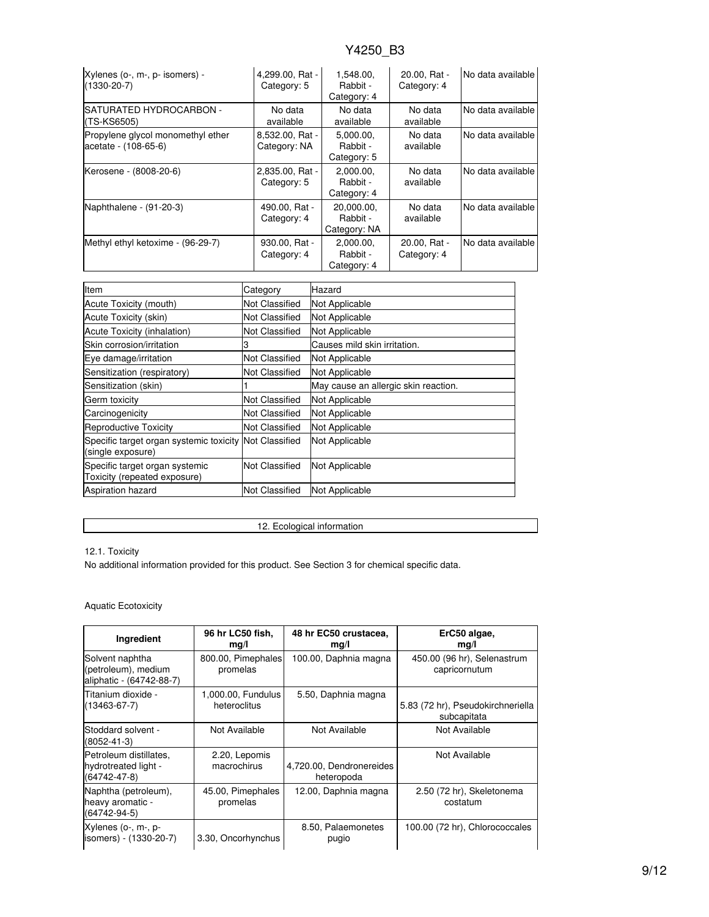| Xylenes (o-, m-, p- isomers) - (1330-20-7) | 4,299.00, Rat - Category: 5 | 1,548.00, Rabbit - Category: 4 | 20.00, Rat - Category: 4 | No data available |
|---|---|---|---|---|
| SATURATED HYDROCARBON - (TS-KS6505) | No data available | No data available | No data available | No data available |
| Propylene glycol monomethyl ether acetate - (108-65-6) | 8,532.00, Rat - Category: NA | 5,000.00, Rabbit - Category: 5 | No data available | No data available |
| Kerosene - (8008-20-6) | 2,835.00, Rat - Category: 5 | 2,000.00, Rabbit - Category: 4 | No data available | No data available |
| Naphthalene - (91-20-3) | 490.00, Rat - Category: 4 | 20,000.00, Rabbit - Category: NA | No data available | No data available |
| Methyl ethyl ketoxime - (96-29-7) | 930.00, Rat - Category: 4 | 2,000.00, Rabbit - Category: 4 | 20.00, Rat - Category: 4 | No data available |

| Item | Category | Hazard |
|---|---|---|
| Acute Toxicity (mouth) | Not Classified | Not Applicable |
| Acute Toxicity (skin) | Not Classified | Not Applicable |
| Acute Toxicity (inhalation) | Not Classified | Not Applicable |
| Skin corrosion/irritation | 3 | Causes mild skin irritation. |
| Eye damage/irritation | Not Classified | Not Applicable |
| Sensitization (respiratory) | Not Classified | Not Applicable |
| Sensitization (skin) | 1 | May cause an allergic skin reaction. |
| Germ toxicity | Not Classified | Not Applicable |
| Carcinogenicity | Not Classified | Not Applicable |
| Reproductive Toxicity | Not Classified | Not Applicable |
| Specific target organ systemic toxicity (single exposure) | Not Classified | Not Applicable |
| Specific target organ systemic Toxicity (repeated exposure) | Not Classified | Not Applicable |
| Aspiration hazard | Not Classified | Not Applicable |

## 12. Ecological information

12.1. Toxicity

No additional information provided for this product. See Section 3 for chemical specific data.

Aquatic Ecotoxicity

| Ingredient | 96 hr LC50 fish, mg/l | 48 hr EC50 crustacea, mg/l | ErC50 algae, mg/l |
|---|---|---|---|
| Solvent naphtha (petroleum), medium aliphatic - (64742-88-7) | 800.00, Pimephales promelas | 100.00, Daphnia magna | 450.00 (96 hr), Selenastrum capricornutum |
| Titanium dioxide - (13463-67-7) | 1,000.00, Fundulus heteroclitus | 5.50, Daphnia magna | 5.83 (72 hr), Pseudokirchneriella subcapitata |
| Stoddard solvent - (8052-41-3) | Not Available | Not Available | Not Available |
| Petroleum distillates, hydrotreated light - (64742-47-8) | 2.20, Lepomis macrochirus | 4,720.00, Dendronereides heteropoda | Not Available |
| Naphtha (petroleum), heavy aromatic - (64742-94-5) | 45.00, Pimephales promelas | 12.00, Daphnia magna | 2.50 (72 hr), Skeletonema costatum |
| Xylenes (o-, m-, p- isomers) - (1330-20-7) | 3.30, Oncorhynchus | 8.50, Palaemonetes pugio | 100.00 (72 hr), Chlorococcales |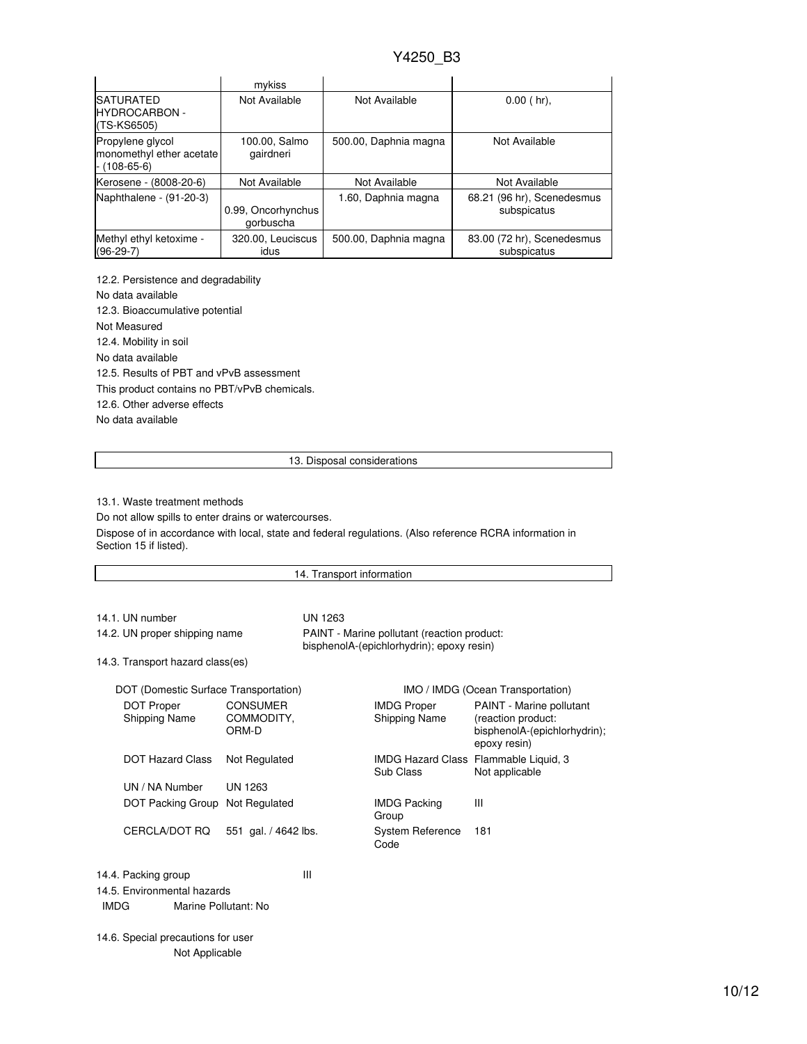|  | mykiss |  |  |
| --- | --- | --- | --- |
| SATURATED HYDROCARBON - (TS-KS6505) | Not Available | Not Available | 0.00 ( hr), |
| Propylene glycol monomethyl ether acetate - (108-65-6) | 100.00, Salmo gairdneri | 500.00, Daphnia magna | Not Available |
| Kerosene - (8008-20-6) | Not Available | Not Available | Not Available |
| Naphthalene - (91-20-3) | 0.99, Oncorhynchus gorbuscha | 1.60, Daphnia magna | 68.21 (96 hr), Scenedesmus subspicatus |
| Methyl ethyl ketoxime - (96-29-7) | 320.00, Leuciscus idus | 500.00, Daphnia magna | 83.00 (72 hr), Scenedesmus subspicatus |

12.2. Persistence and degradability

No data available

12.3. Bioaccumulative potential

Not Measured

12.4. Mobility in soil

No data available

12.5. Results of PBT and vPvB assessment

This product contains no PBT/vPvB chemicals.

12.6. Other adverse effects

No data available

## 13. Disposal considerations

13.1. Waste treatment methods

Do not allow spills to enter drains or watercourses.

Dispose of in accordance with local, state and federal regulations. (Also reference RCRA information in Section 15 if listed).

## 14. Transport information

14.1. UN number: UN 1263

14.2. UN proper shipping name: PAINT - Marine pollutant (reaction product: bisphenolA-(epichlorhydrin); epoxy resin)

14.3. Transport hazard class(es)

| DOT (Domestic Surface Transportation) |  | IMO / IMDG (Ocean Transportation) |  |
| --- | --- | --- | --- |
| DOT Proper Shipping Name | CONSUMER COMMODITY, ORM-D | IMDG Proper Shipping Name | PAINT - Marine pollutant (reaction product: bisphenolA-(epichlorhydrin); epoxy resin) |
| DOT Hazard Class | Not Regulated | IMDG Hazard Class Sub Class | Flammable Liquid, 3 Not applicable |
| UN / NA Number | UN 1263 |  |  |
| DOT Packing Group | Not Regulated | IMDG Packing Group | III |
| CERCLA/DOT RQ | 551 gal. / 4642 lbs. | System Reference Code | 181 |

14.4. Packing group: III

14.5. Environmental hazards

IMDG Marine Pollutant: No

14.6. Special precautions for user

Not Applicable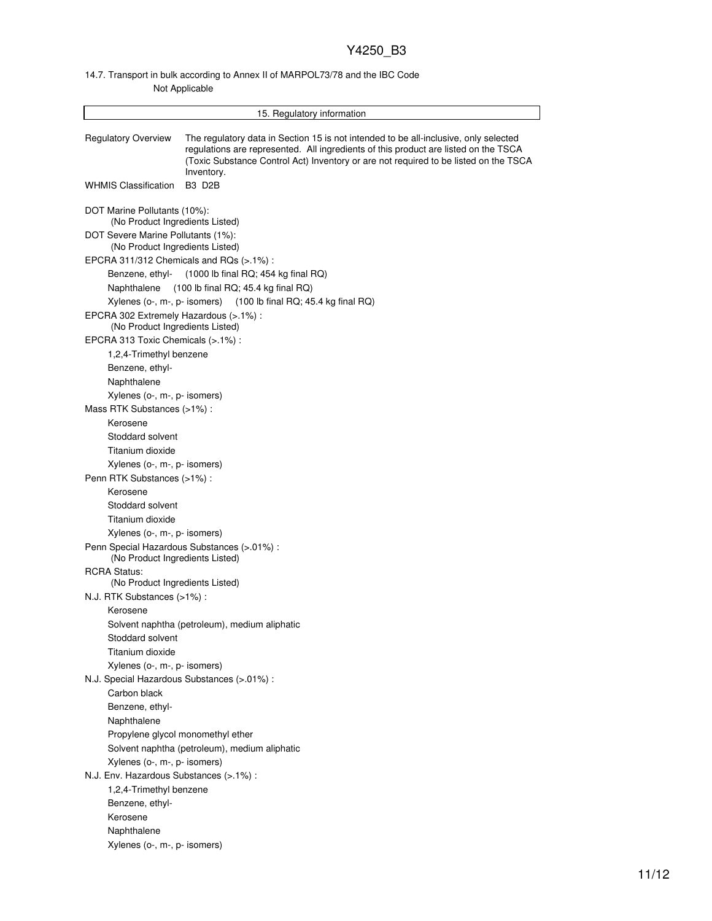14.7. Transport in bulk according to Annex II of MARPOL73/78 and the IBC Code

Not Applicable

## 15. Regulatory information

**Regulatory Overview** The regulatory data in Section 15 is not intended to be all-inclusive, only selected regulations are represented. All ingredients of this product are listed on the TSCA (Toxic Substance Control Act) Inventory or are not required to be listed on the TSCA Inventory.

**WHMIS Classification** B3 D2B

DOT Marine Pollutants (10%):
(No Product Ingredients Listed)

DOT Severe Marine Pollutants (1%):
(No Product Ingredients Listed)

EPCRA 311/312 Chemicals and RQs (>.1%) :
- Benzene, ethyl- (1000 lb final RQ; 454 kg final RQ)
- Naphthalene (100 lb final RQ; 45.4 kg final RQ)
- Xylenes (o-, m-, p- isomers) (100 lb final RQ; 45.4 kg final RQ)

EPCRA 302 Extremely Hazardous (>.1%) :
(No Product Ingredients Listed)

EPCRA 313 Toxic Chemicals (>.1%) :
- 1,2,4-Trimethyl benzene
- Benzene, ethyl-
- Naphthalene
- Xylenes (o-, m-, p- isomers)

Mass RTK Substances (>1%) :
- Kerosene
- Stoddard solvent
- Titanium dioxide
- Xylenes (o-, m-, p- isomers)

Penn RTK Substances (>1%) :
- Kerosene
- Stoddard solvent
- Titanium dioxide
- Xylenes (o-, m-, p- isomers)

Penn Special Hazardous Substances (>.01%) :
(No Product Ingredients Listed)

RCRA Status:
(No Product Ingredients Listed)

N.J. RTK Substances (>1%) :
- Kerosene
- Solvent naphtha (petroleum), medium aliphatic
- Stoddard solvent
- Titanium dioxide
- Xylenes (o-, m-, p- isomers)

N.J. Special Hazardous Substances (>.01%) :
- Carbon black
- Benzene, ethyl-
- Naphthalene
- Propylene glycol monomethyl ether
- Solvent naphtha (petroleum), medium aliphatic
- Xylenes (o-, m-, p- isomers)

N.J. Env. Hazardous Substances (>.1%) :
- 1,2,4-Trimethyl benzene
- Benzene, ethyl-
- Kerosene
- Naphthalene
- Xylenes (o-, m-, p- isomers)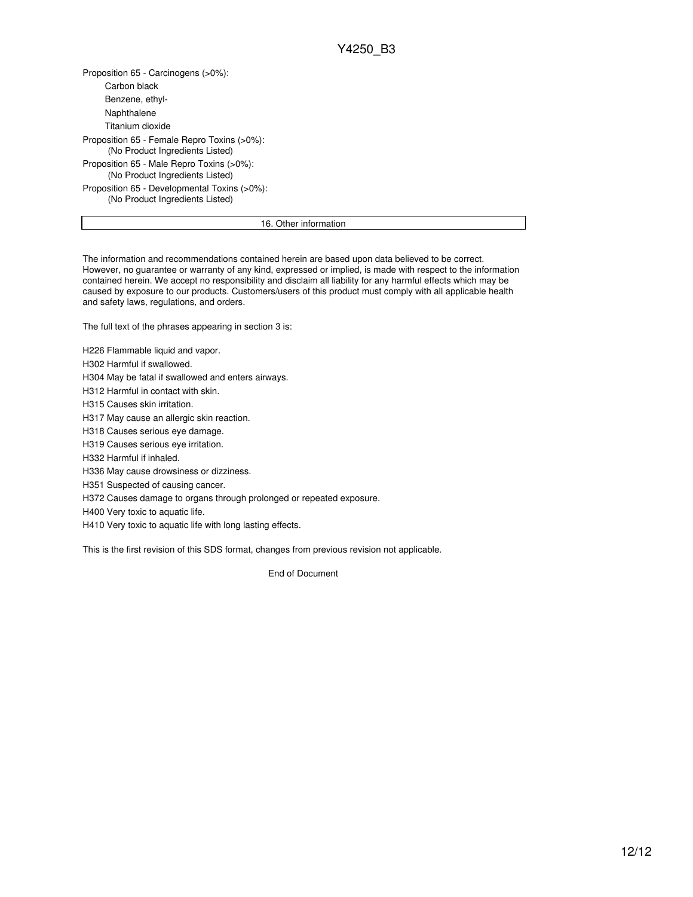Proposition 65 - Carcinogens (>0%):

- Carbon black
- Benzene, ethyl-
- Naphthalene
- Titanium dioxide

Proposition 65 - Female Repro Toxins (>0%):
(No Product Ingredients Listed)

Proposition 65 - Male Repro Toxins (>0%):
(No Product Ingredients Listed)

Proposition 65 - Developmental Toxins (>0%):
(No Product Ingredients Listed)

## 16. Other information

The information and recommendations contained herein are based upon data believed to be correct. However, no guarantee or warranty of any kind, expressed or implied, is made with respect to the information contained herein. We accept no responsibility and disclaim all liability for any harmful effects which may be caused by exposure to our products. Customers/users of this product must comply with all applicable health and safety laws, regulations, and orders.

The full text of the phrases appearing in section 3 is:

H226 Flammable liquid and vapor.

H302 Harmful if swallowed.

H304 May be fatal if swallowed and enters airways.

H312 Harmful in contact with skin.

H315 Causes skin irritation.

H317 May cause an allergic skin reaction.

H318 Causes serious eye damage.

H319 Causes serious eye irritation.

H332 Harmful if inhaled.

H336 May cause drowsiness or dizziness.

H351 Suspected of causing cancer.

H372 Causes damage to organs through prolonged or repeated exposure.

H400 Very toxic to aquatic life.

H410 Very toxic to aquatic life with long lasting effects.

This is the first revision of this SDS format, changes from previous revision not applicable.

End of Document